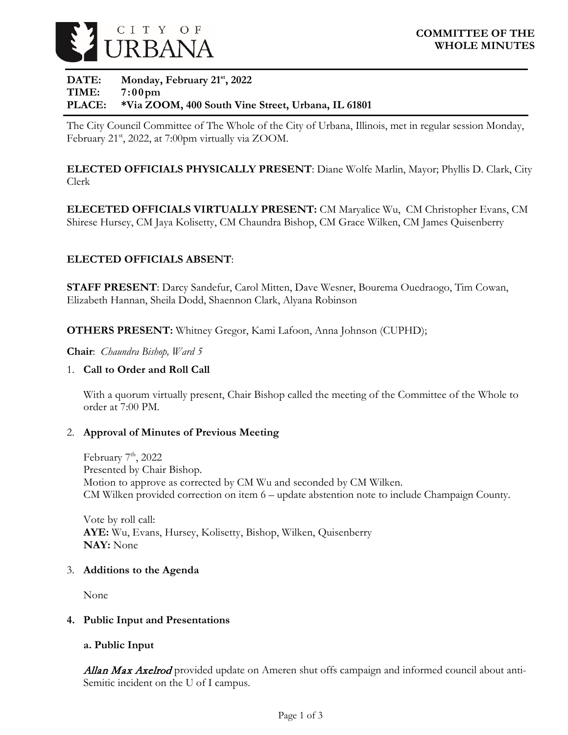CITY OF URBANA

**COMMITTEE OF THE WHOLE MINUTES**

**DATE:** Monday, February 21st, 2022
**TIME:** 7:00pm
**PLACE:** *Via ZOOM, 400 South Vine Street, Urbana, IL 61801

The City Council Committee of The Whole of the City of Urbana, Illinois, met in regular session Monday, February 21st, 2022, at 7:00pm virtually via ZOOM.

**ELECTED OFFICIALS PHYSICALLY PRESENT**: Diane Wolfe Marlin, Mayor; Phyllis D. Clark, City Clerk

**ELECECTED OFFICIALS VIRTUALLY PRESENT:** CM Maryalice Wu, CM Christopher Evans, CM Shirese Hursey, CM Jaya Kolisetty, CM Chaundra Bishop, CM Grace Wilken, CM James Quisenberry

**ELECTED OFFICIALS ABSENT**:

**STAFF PRESENT**: Darcy Sandefur, Carol Mitten, Dave Wesner, Bourema Ouedraogo, Tim Cowan, Elizabeth Hannan, Sheila Dodd, Shaennon Clark, Alyana Robinson

**OTHERS PRESENT:** Whitney Gregor, Kami Lafoon, Anna Johnson (CUPHD);

**Chair**: *Chaundra Bishop, Ward 5*

1. **Call to Order and Roll Call**

   With a quorum virtually present, Chair Bishop called the meeting of the Committee of the Whole to order at 7:00 PM.

2. **Approval of Minutes of Previous Meeting**

   February 7th, 2022
   Presented by Chair Bishop.
   Motion to approve as corrected by CM Wu and seconded by CM Wilken.
   CM Wilken provided correction on item 6 – update abstention note to include Champaign County.

   Vote by roll call:
   **AYE:** Wu, Evans, Hursey, Kolisetty, Bishop, Wilken, Quisenberry
   **NAY:** None

3. **Additions to the Agenda**

   None

4. **Public Input and Presentations**

   **a. Public Input**

   *Allan Max Axelrod* provided update on Ameren shut offs campaign and informed council about anti-Semitic incident on the U of I campus.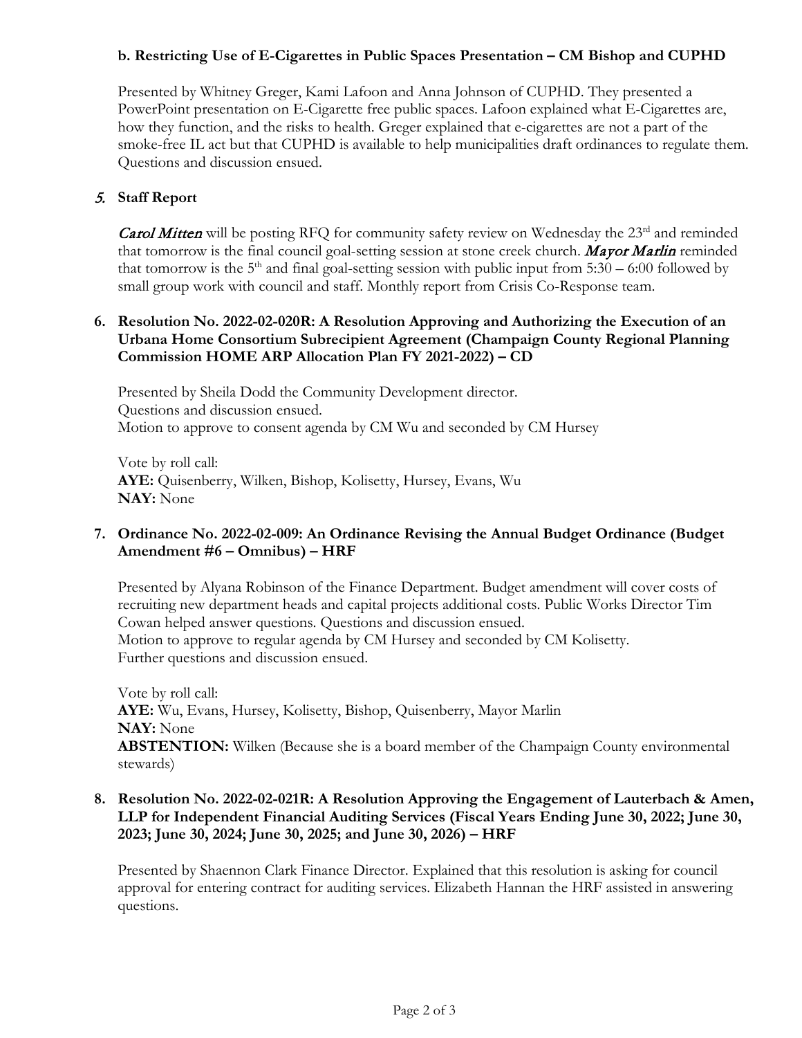**b. Restricting Use of E-Cigarettes in Public Spaces Presentation – CM Bishop and CUPHD**

Presented by Whitney Greger, Kami Lafoon and Anna Johnson of CUPHD. They presented a PowerPoint presentation on E-Cigarette free public spaces. Lafoon explained what E-Cigarettes are, how they function, and the risks to health. Greger explained that e-cigarettes are not a part of the smoke-free IL act but that CUPHD is available to help municipalities draft ordinances to regulate them. Questions and discussion ensued.

## 5. Staff Report

***Carol Mitten*** will be posting RFQ for community safety review on Wednesday the 23rd and reminded that tomorrow is the final council goal-setting session at stone creek church. ***Mayor Marlin*** reminded that tomorrow is the 5th and final goal-setting session with public input from 5:30 – 6:00 followed by small group work with council and staff. Monthly report from Crisis Co-Response team.

## 6. Resolution No. 2022-02-020R: A Resolution Approving and Authorizing the Execution of an Urbana Home Consortium Subrecipient Agreement (Champaign County Regional Planning Commission HOME ARP Allocation Plan FY 2021-2022) – CD

Presented by Sheila Dodd the Community Development director.
Questions and discussion ensued.
Motion to approve to consent agenda by CM Wu and seconded by CM Hursey

Vote by roll call:
**AYE:** Quisenberry, Wilken, Bishop, Kolisetty, Hursey, Evans, Wu
**NAY:** None

## 7. Ordinance No. 2022-02-009: An Ordinance Revising the Annual Budget Ordinance (Budget Amendment #6 – Omnibus) – HRF

Presented by Alyana Robinson of the Finance Department. Budget amendment will cover costs of recruiting new department heads and capital projects additional costs. Public Works Director Tim Cowan helped answer questions. Questions and discussion ensued.
Motion to approve to regular agenda by CM Hursey and seconded by CM Kolisetty.
Further questions and discussion ensued.

Vote by roll call:
**AYE:** Wu, Evans, Hursey, Kolisetty, Bishop, Quisenberry, Mayor Marlin
**NAY:** None
**ABSTENTION:** Wilken (Because she is a board member of the Champaign County environmental stewards)

## 8. Resolution No. 2022-02-021R: A Resolution Approving the Engagement of Lauterbach & Amen, LLP for Independent Financial Auditing Services (Fiscal Years Ending June 30, 2022; June 30, 2023; June 30, 2024; June 30, 2025; and June 30, 2026) – HRF

Presented by Shaennon Clark Finance Director. Explained that this resolution is asking for council approval for entering contract for auditing services. Elizabeth Hannan the HRF assisted in answering questions.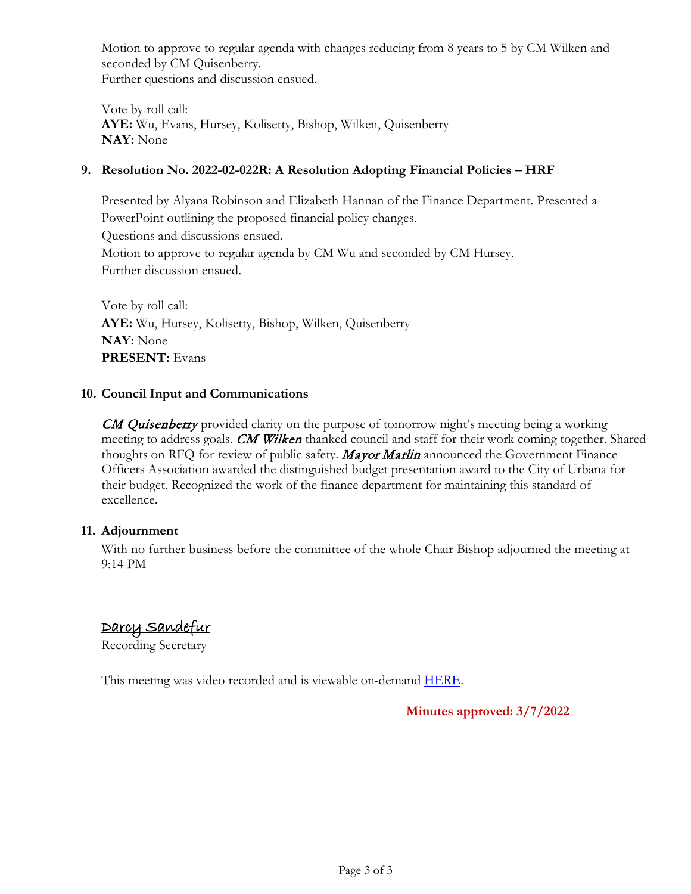Motion to approve to regular agenda with changes reducing from 8 years to 5 by CM Wilken and seconded by CM Quisenberry.
Further questions and discussion ensued.

Vote by roll call:
**AYE:** Wu, Evans, Hursey, Kolisetty, Bishop, Wilken, Quisenberry
**NAY:** None

**9. Resolution No. 2022-02-022R: A Resolution Adopting Financial Policies – HRF**

Presented by Alyana Robinson and Elizabeth Hannan of the Finance Department. Presented a PowerPoint outlining the proposed financial policy changes.
Questions and discussions ensued.
Motion to approve to regular agenda by CM Wu and seconded by CM Hursey.
Further discussion ensued.

Vote by roll call:
**AYE:** Wu, Hursey, Kolisetty, Bishop, Wilken, Quisenberry
**NAY:** None
**PRESENT:** Evans

**10. Council Input and Communications**

*CM Quisenberry* provided clarity on the purpose of tomorrow night's meeting being a working meeting to address goals. *CM Wilken* thanked council and staff for their work coming together. Shared thoughts on RFQ for review of public safety. *Mayor Marlin* announced the Government Finance Officers Association awarded the distinguished budget presentation award to the City of Urbana for their budget. Recognized the work of the finance department for maintaining this standard of excellence.

**11. Adjournment**

With no further business before the committee of the whole Chair Bishop adjourned the meeting at 9:14 PM

Darcy Sandefur
Recording Secretary

This meeting was video recorded and is viewable on-demand HERE.

**Minutes approved: 3/7/2022**